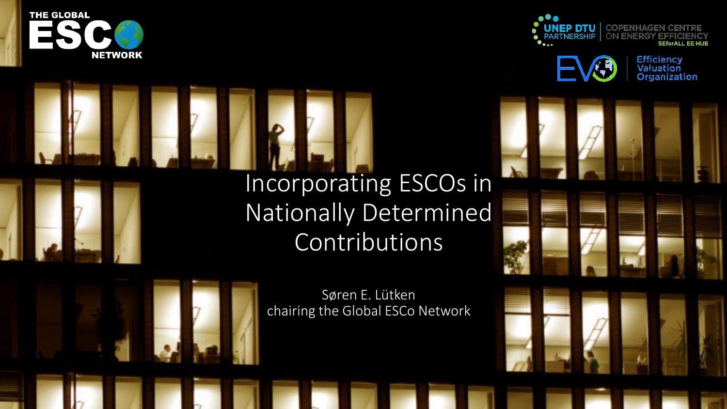THE GLOBAL ESCO NETWORK

UNEP DTU PARTNERSHIP | COPENHAGEN CENTRE ON ENERGY EFFICIENCY SEforALL EE HUB

EVO Efficiency Valuation Organization

# Incorporating ESCOs in Nationally Determined Contributions

Søren E. Lütken
chairing the Global ESCo Network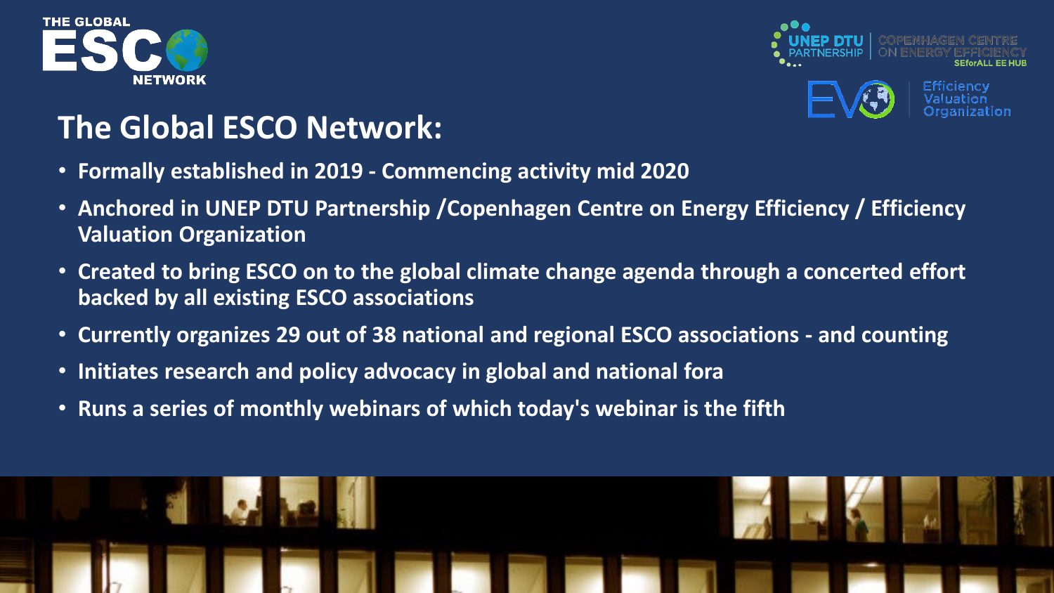THE GLOBAL ESCO NETWORK

UNEP DTU PARTNERSHIP | COPENHAGEN CENTRE ON ENERGY EFFICIENCY SEforALL EE HUB

EVO Efficiency Valuation Organization

# The Global ESCO Network:

- **Formally established in 2019 - Commencing activity mid 2020**
- **Anchored in UNEP DTU Partnership /Copenhagen Centre on Energy Efficiency / Efficiency Valuation Organization**
- **Created to bring ESCO on to the global climate change agenda through a concerted effort backed by all existing ESCO associations**
- **Currently organizes 29 out of 38 national and regional ESCO associations - and counting**
- **Initiates research and policy advocacy in global and national fora**
- **Runs a series of monthly webinars of which today's webinar is the fifth**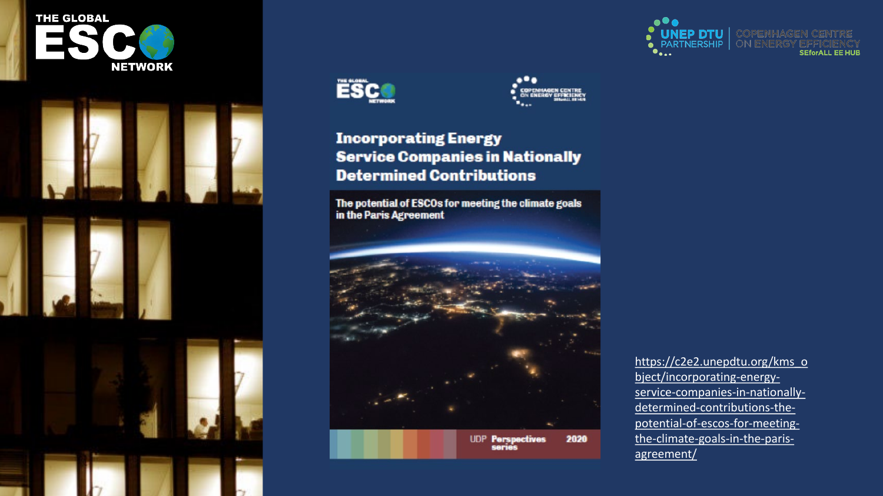THE GLOBAL ESCO NETWORK

UNEP DTU PARTNERSHIP | COPENHAGEN CENTRE ON ENERGY EFFICIENCY SEforALL EE HUB

# Incorporating Energy Service Companies in Nationally Determined Contributions

The potential of ESCOs for meeting the climate goals in the Paris Agreement

UDP Perspectives series 2020

https://c2e2.unepdtu.org/kms_object/incorporating-energy-service-companies-in-nationally-determined-contributions-the-potential-of-escos-for-meeting-the-climate-goals-in-the-paris-agreement/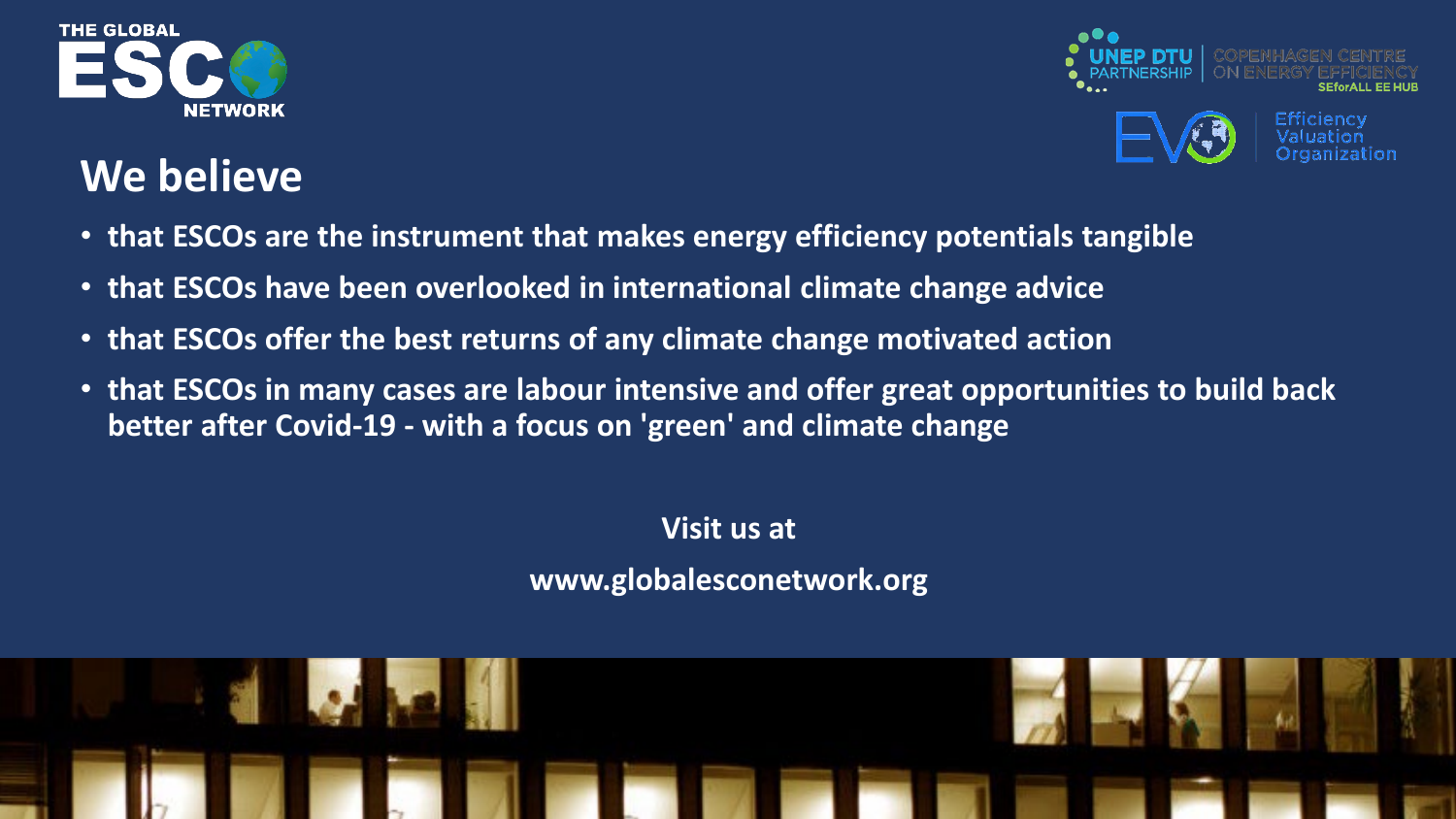# We believe

- that ESCOs are the instrument that makes energy efficiency potentials tangible
- that ESCOs have been overlooked in international climate change advice
- that ESCOs offer the best returns of any climate change motivated action
- that ESCOs in many cases are labour intensive and offer great opportunities to build back better after Covid-19 - with a focus on 'green' and climate change

**Visit us at**

**www.globalesconetwork.org**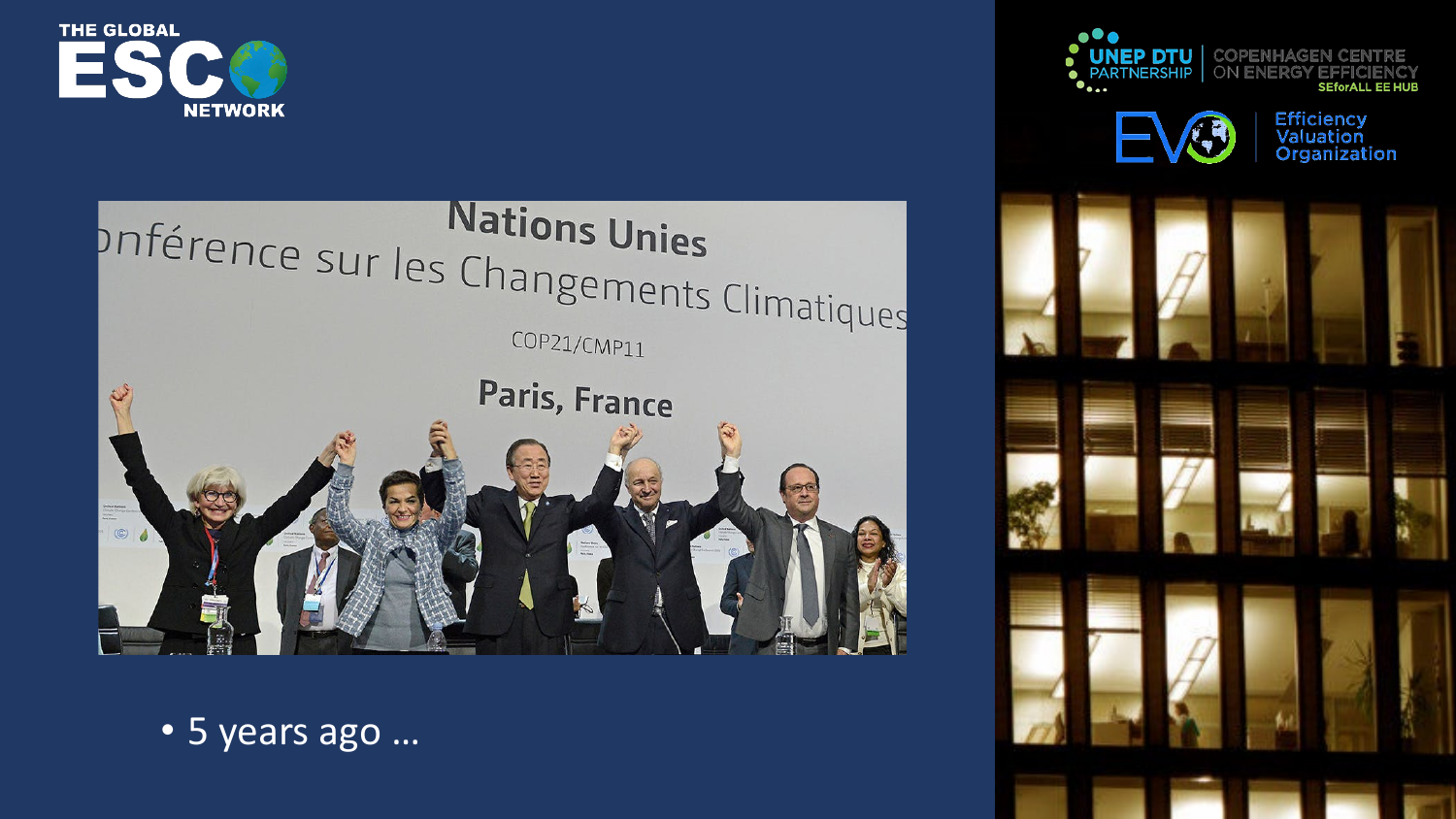- 5 years ago …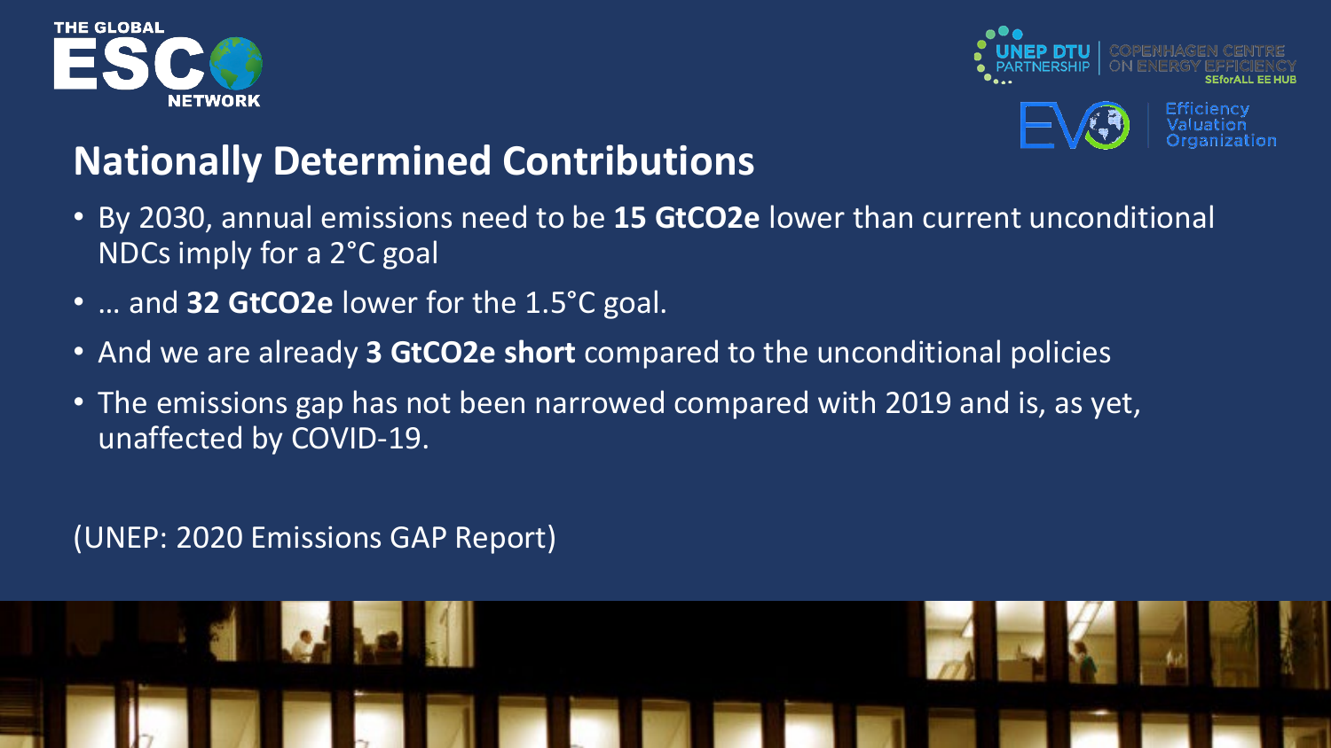## Nationally Determined Contributions

- By 2030, annual emissions need to be **15 $GtCO_2e$** lower than current unconditional NDCs imply for a 2°C goal
- … and **32 $GtCO_2e$** lower for the 1.5°C goal.
- And we are already **3 $GtCO_2e$ short** compared to the unconditional policies
- The emissions gap has not been narrowed compared with 2019 and is, as yet, unaffected by COVID-19.

(UNEP: 2020 Emissions GAP Report)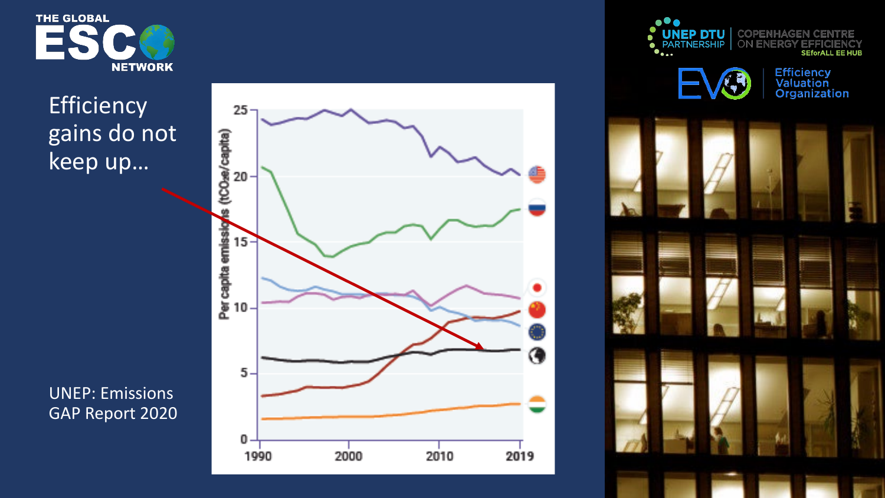# Efficiency gains do not keep up…

UNEP: Emissions GAP Report 2020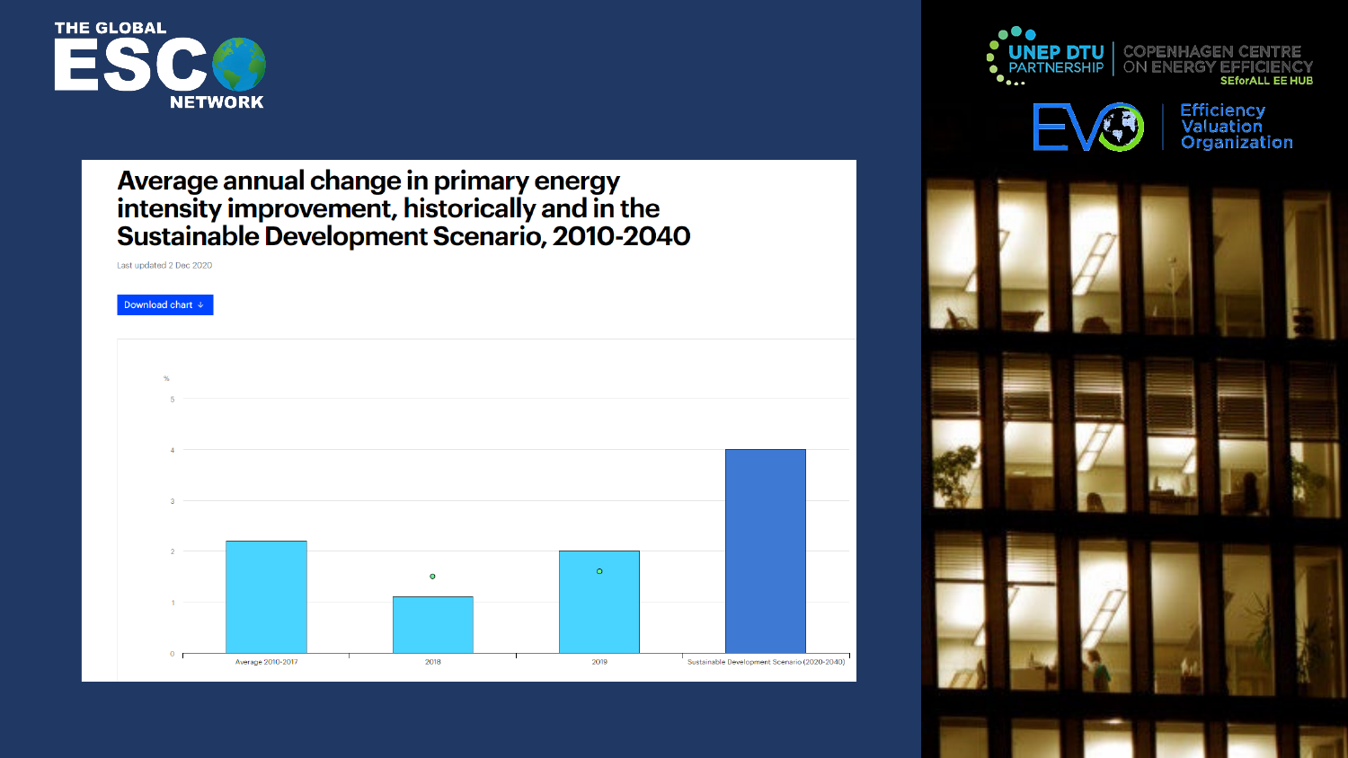# Average annual change in primary energy intensity improvement, historically and in the Sustainable Development Scenario, 2010-2040

Last updated 2 Dec 2020

Download chart ↓

%

5

4

3

2

1

0

Average 2010-2017

2018

2019

Sustainable Development Scenario (2020-2040)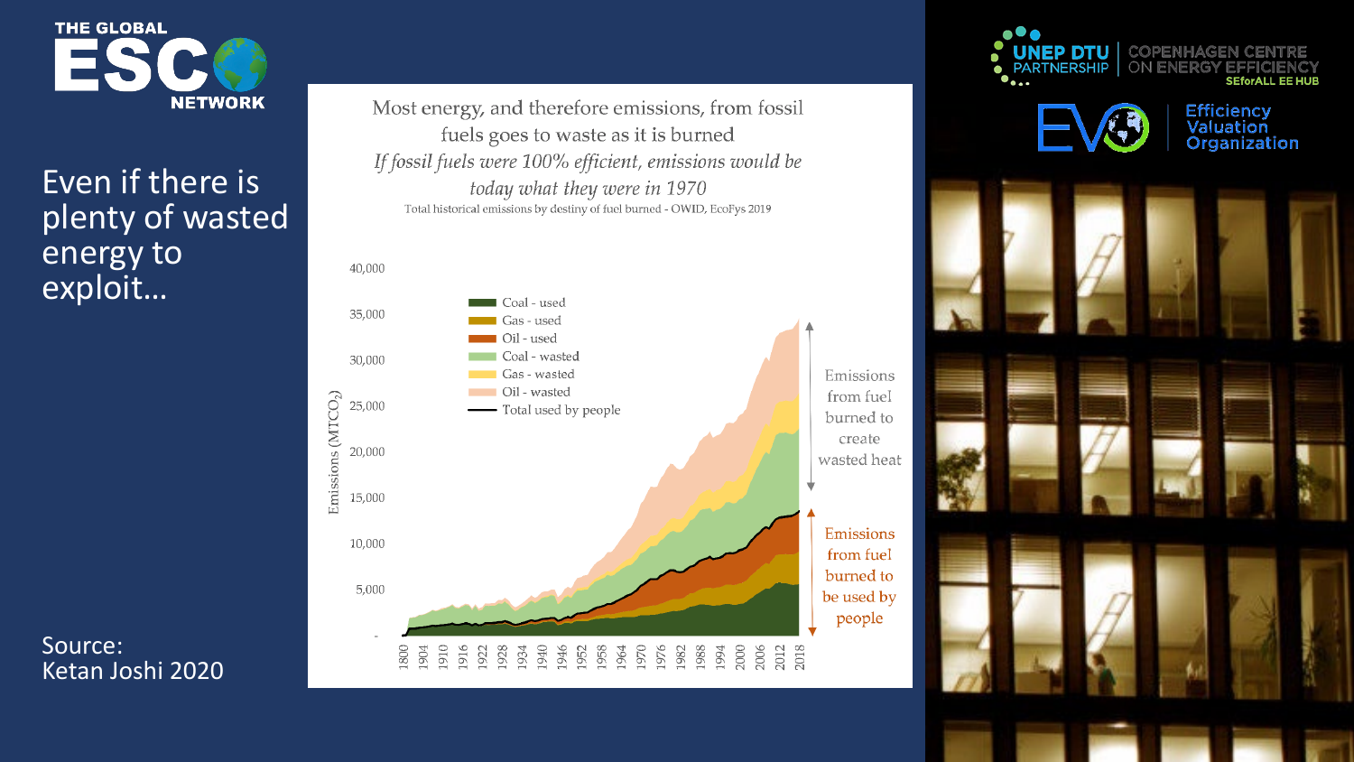THE GLOBAL ESCO NETWORK

UNEP DTU PARTNERSHIP | COPENHAGEN CENTRE ON ENERGY EFFICIENCY SEforALL EE HUB

EVO Efficiency Valuation Organization

# Even if there is plenty of wasted energy to exploit…

Most energy, and therefore emissions, from fossil fuels goes to waste as it is burned

*If fossil fuels were 100% efficient, emissions would be today what they were in 1970*

Total historical emissions by destiny of fuel burned - OWID, EcoFys 2019

Emissions ($MTCO_2$)

Legend: Coal - used; Gas - used; Oil - used; Coal - wasted; Gas - wasted; Oil - wasted; Total used by people

Emissions from fuel burned to create wasted heat

Emissions from fuel burned to be used by people

Source: Ketan Joshi 2020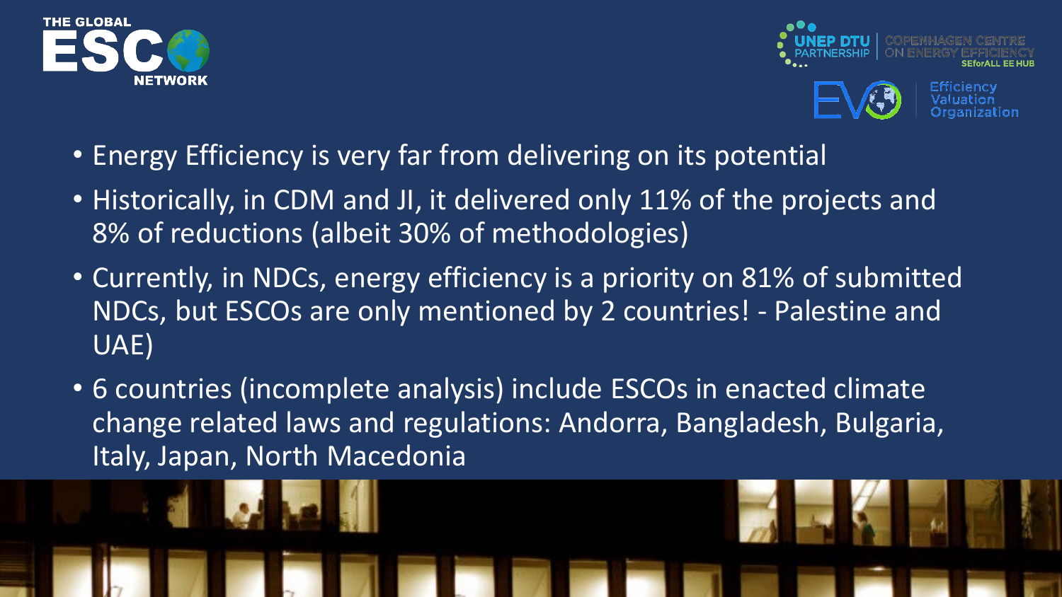- Energy Efficiency is very far from delivering on its potential
- Historically, in CDM and JI, it delivered only 11% of the projects and 8% of reductions (albeit 30% of methodologies)
- Currently, in NDCs, energy efficiency is a priority on 81% of submitted NDCs, but ESCOs are only mentioned by 2 countries! - Palestine and UAE)
- 6 countries (incomplete analysis) include ESCOs in enacted climate change related laws and regulations: Andorra, Bangladesh, Bulgaria, Italy, Japan, North Macedonia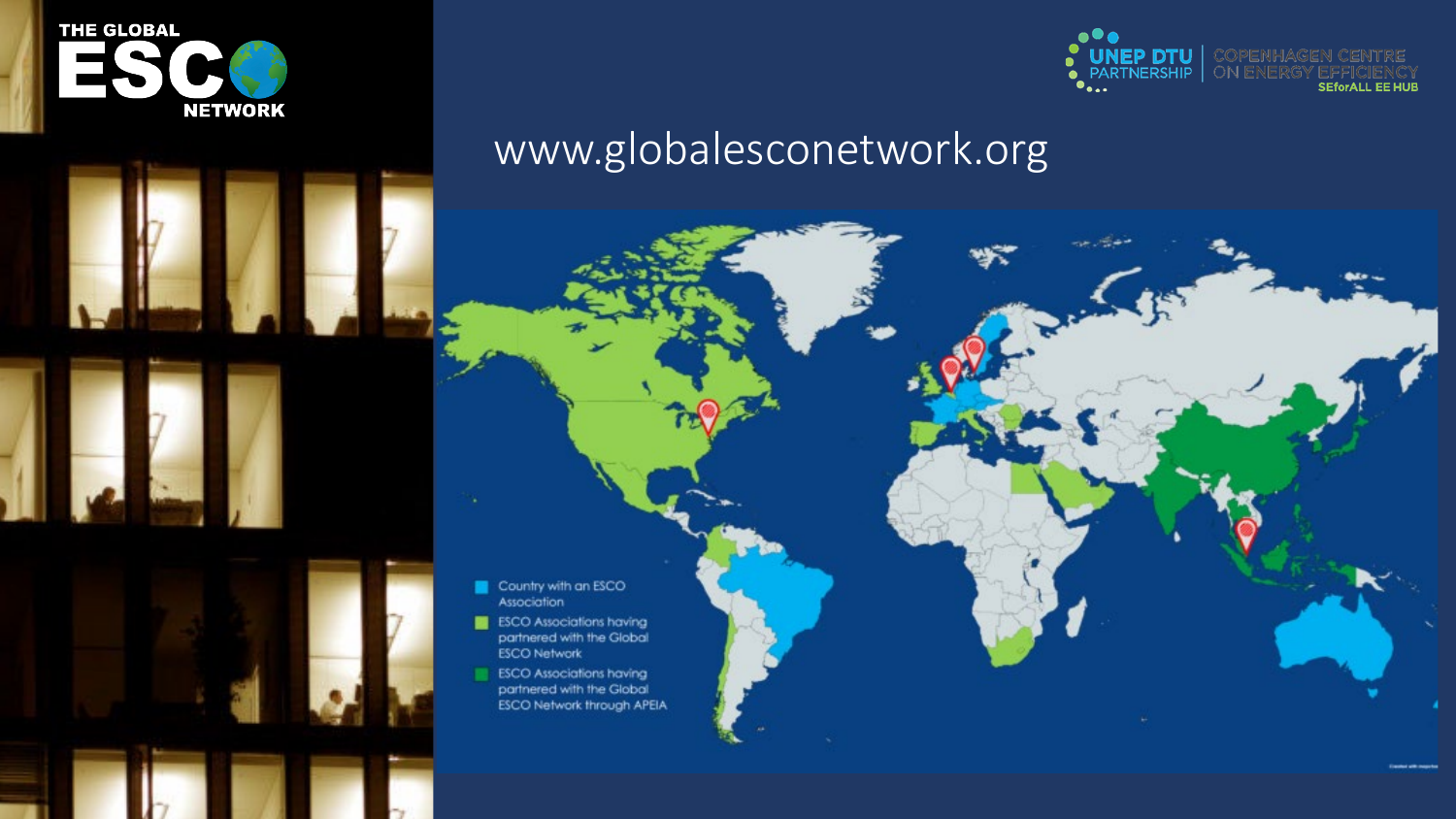THE GLOBAL ESCO NETWORK

UNEP DTU PARTNERSHIP | COPENHAGEN CENTRE ON ENERGY EFFICIENCY SEforALL EE HUB

www.globalesconetwork.org

- Country with an ESCO Association
- ESCO Associations having partnered with the Global ESCO Network
- ESCO Associations having partnered with the Global ESCO Network through APEIA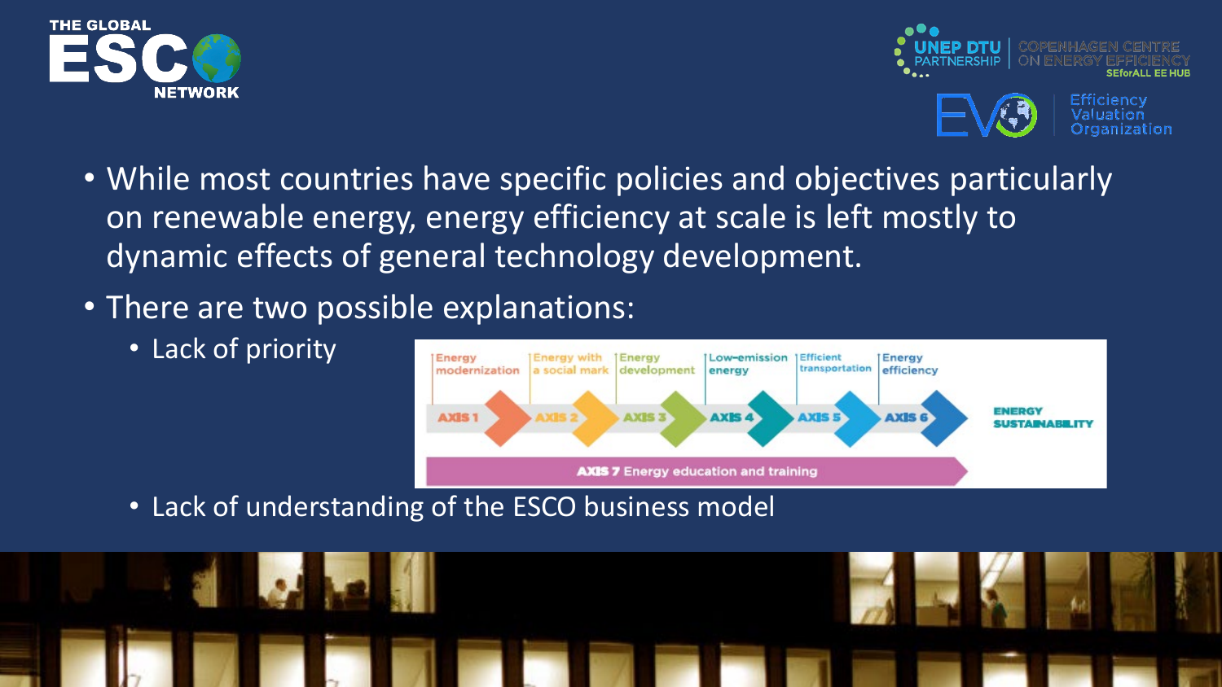- While most countries have specific policies and objectives particularly on renewable energy, energy efficiency at scale is left mostly to dynamic effects of general technology development.
- There are two possible explanations:
  - Lack of priority
  - Lack of understanding of the ESCO business model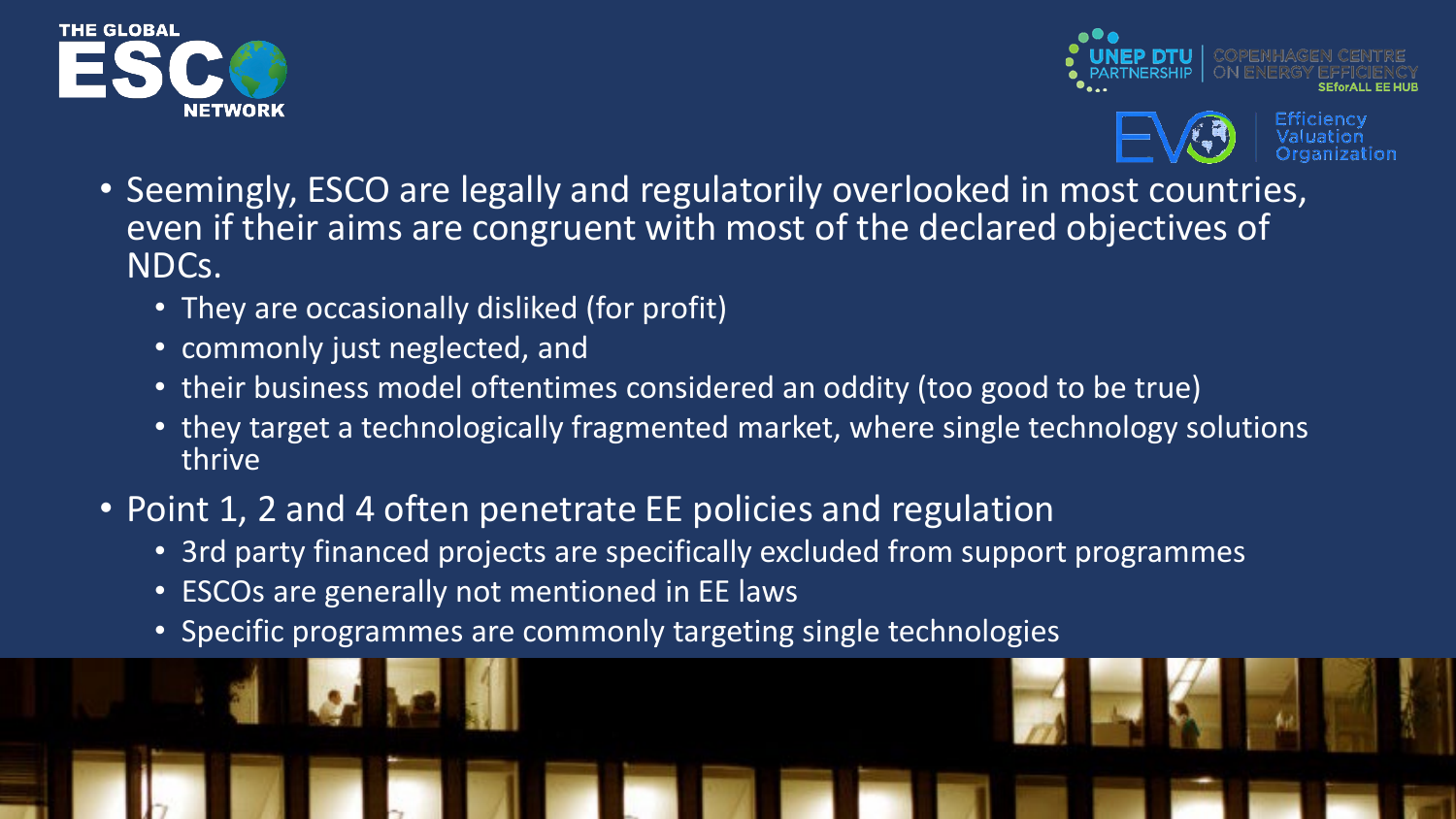- Seemingly, ESCO are legally and regulatorily overlooked in most countries, even if their aims are congruent with most of the declared objectives of NDCs.
  - They are occasionally disliked (for profit)
  - commonly just neglected, and
  - their business model oftentimes considered an oddity (too good to be true)
  - they target a technologically fragmented market, where single technology solutions thrive
- Point 1, 2 and 4 often penetrate EE policies and regulation
  - 3rd party financed projects are specifically excluded from support programmes
  - ESCOs are generally not mentioned in EE laws
  - Specific programmes are commonly targeting single technologies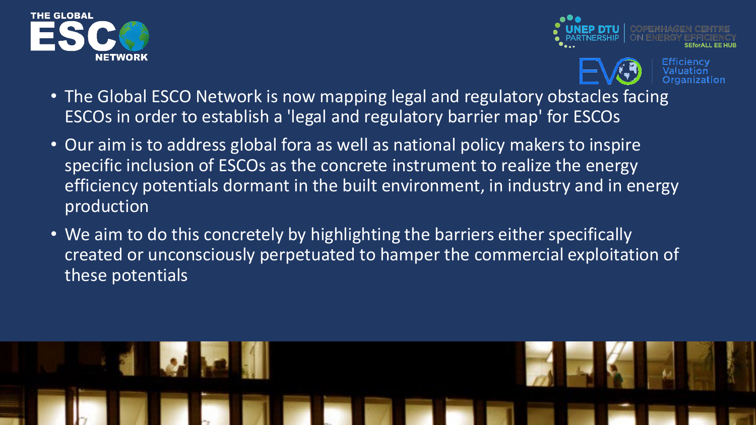- The Global ESCO Network is now mapping legal and regulatory obstacles facing ESCOs in order to establish a 'legal and regulatory barrier map' for ESCOs
- Our aim is to address global fora as well as national policy makers to inspire specific inclusion of ESCOs as the concrete instrument to realize the energy efficiency potentials dormant in the built environment, in industry and in energy production
- We aim to do this concretely by highlighting the barriers either specifically created or unconsciously perpetuated to hamper the commercial exploitation of these potentials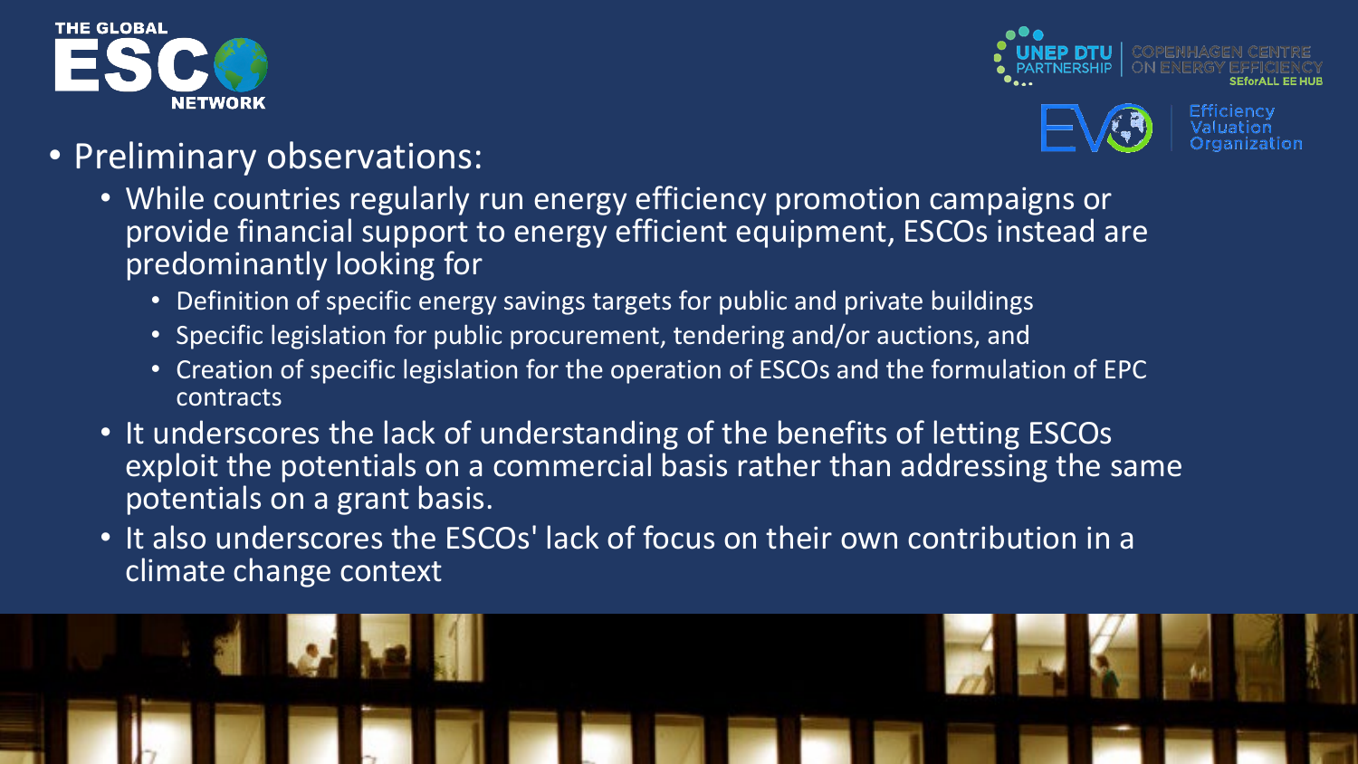- Preliminary observations:
  - While countries regularly run energy efficiency promotion campaigns or provide financial support to energy efficient equipment, ESCOs instead are predominantly looking for
    - Definition of specific energy savings targets for public and private buildings
    - Specific legislation for public procurement, tendering and/or auctions, and
    - Creation of specific legislation for the operation of ESCOs and the formulation of EPC contracts
  - It underscores the lack of understanding of the benefits of letting ESCOs exploit the potentials on a commercial basis rather than addressing the same potentials on a grant basis.
  - It also underscores the ESCOs' lack of focus on their own contribution in a climate change context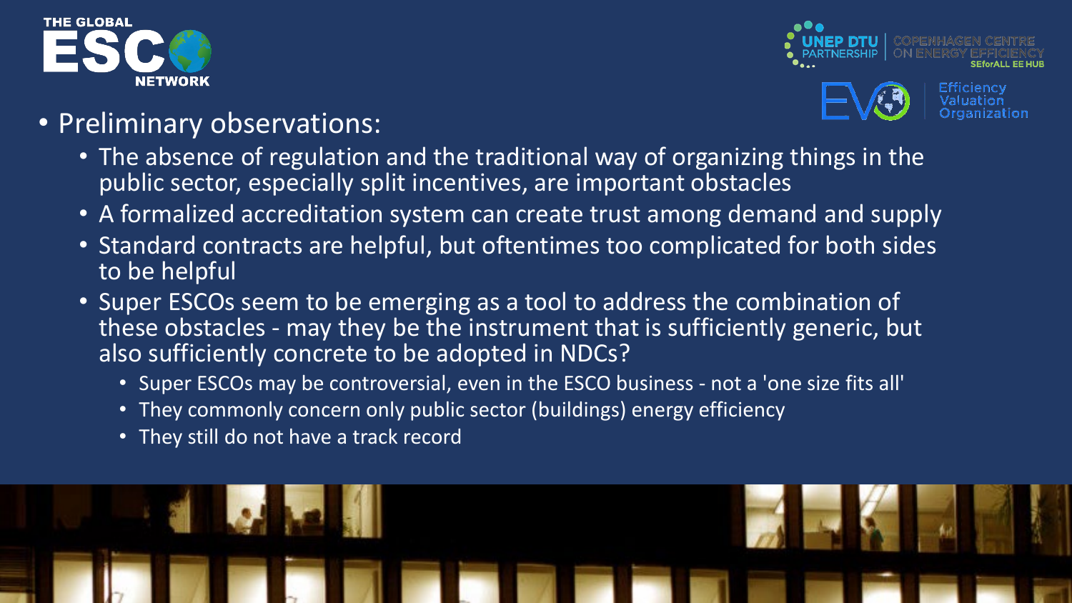- Preliminary observations:
  - The absence of regulation and the traditional way of organizing things in the public sector, especially split incentives, are important obstacles
  - A formalized accreditation system can create trust among demand and supply
  - Standard contracts are helpful, but oftentimes too complicated for both sides to be helpful
  - Super ESCOs seem to be emerging as a tool to address the combination of these obstacles - may they be the instrument that is sufficiently generic, but also sufficiently concrete to be adopted in NDCs?
    - Super ESCOs may be controversial, even in the ESCO business - not a 'one size fits all'
    - They commonly concern only public sector (buildings) energy efficiency
    - They still do not have a track record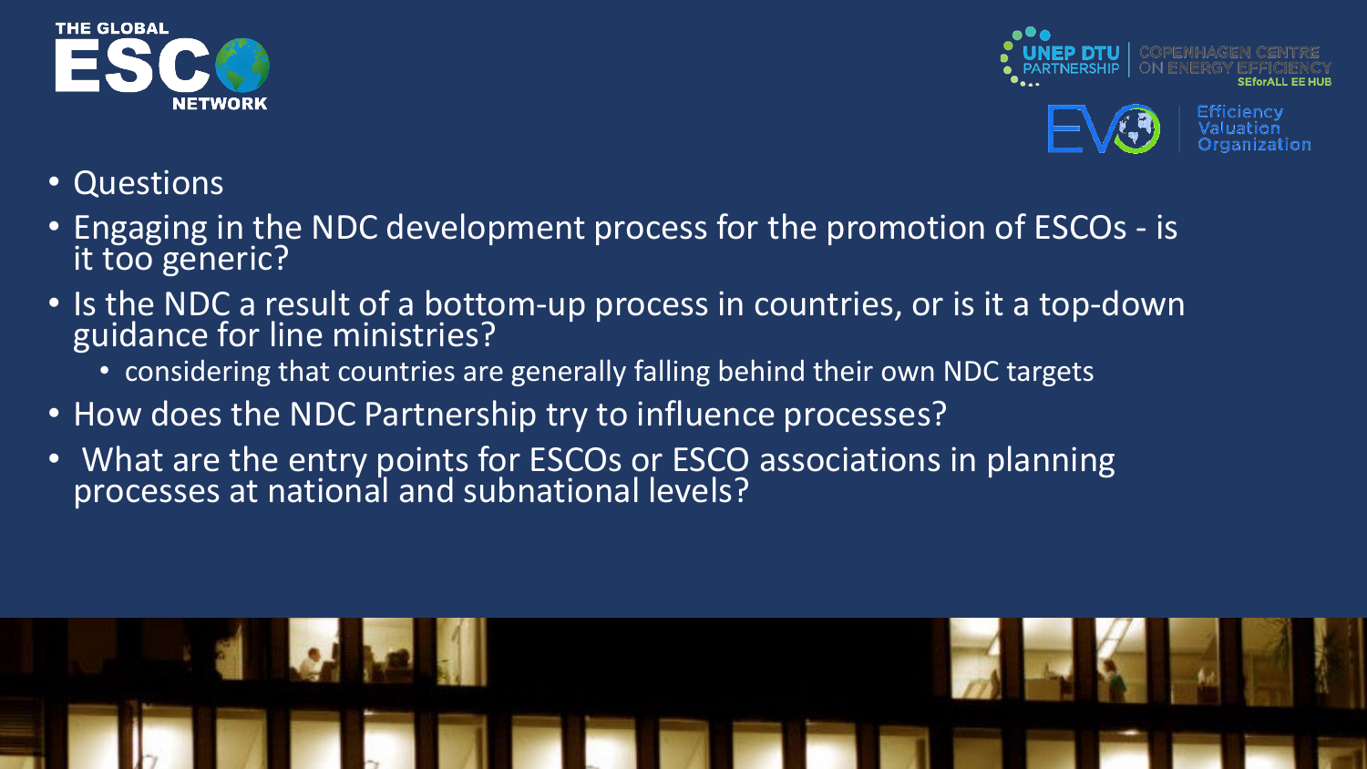- Questions
- Engaging in the NDC development process for the promotion of ESCOs - is it too generic?
- Is the NDC a result of a bottom-up process in countries, or is it a top-down guidance for line ministries?
  - considering that countries are generally falling behind their own NDC targets
- How does the NDC Partnership try to influence processes?
- What are the entry points for ESCOs or ESCO associations in planning processes at national and subnational levels?